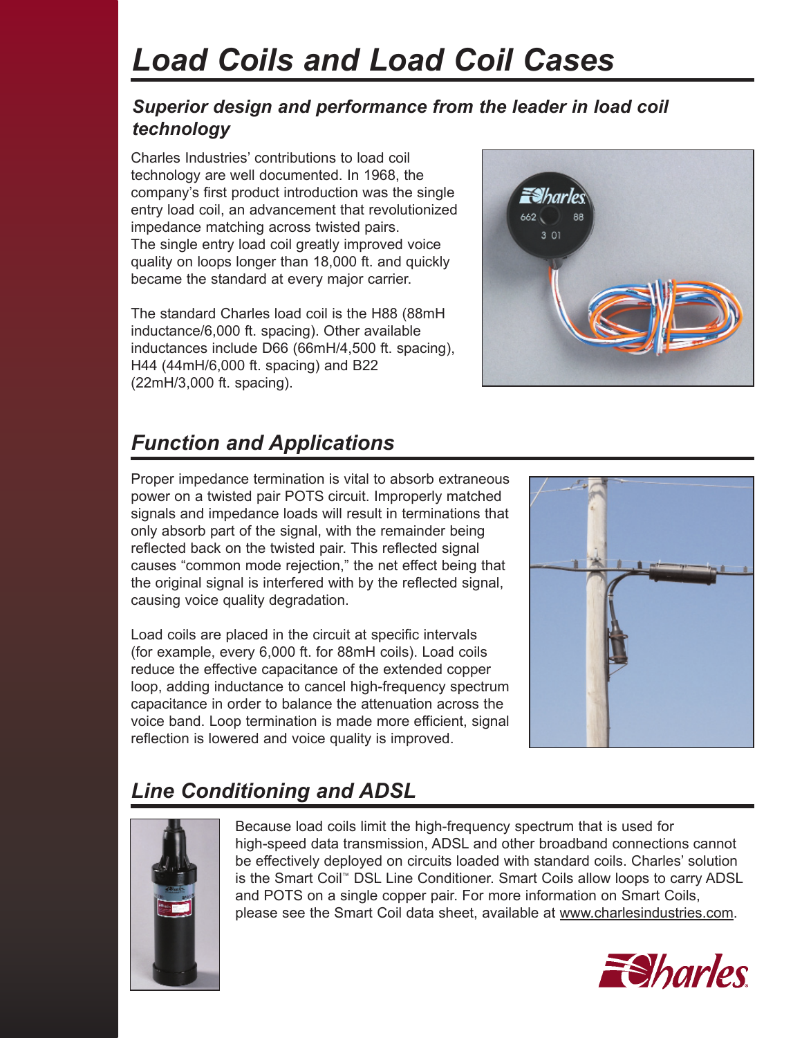# Load Coils and Load Coil Cases

## Superior design and performance from the leader in load coil technology

Charles Industries' contributions to load coil technology are well documented. In 1968, the company's first product introduction was the single entry load coil, an advancement that revolutionized impedance matching across twisted pairs. The single entry load coil greatly improved voice quality on loops longer than 18,000 ft. and quickly became the standard at every major carrier.

The standard Charles load coil is the H88 (88mH inductance/6,000 ft. spacing). Other available inductances include D66 (66mH/4,500 ft. spacing), H44 (44mH/6,000 ft. spacing) and B22 (22mH/3,000 ft. spacing).

## Function and Applications

Proper impedance termination is vital to absorb extraneous power on a twisted pair POTS circuit. Improperly matched signals and impedance loads will result in terminations that only absorb part of the signal, with the remainder being reflected back on the twisted pair. This reflected signal causes "common mode rejection," the net effect being that the original signal is interfered with by the reflected signal, causing voice quality degradation.

Load coils are placed in the circuit at specific intervals (for example, every 6,000 ft. for 88mH coils). Load coils reduce the effective capacitance of the extended copper loop, adding inductance to cancel high-frequency spectrum capacitance in order to balance the attenuation across the voice band. Loop termination is made more efficient, signal reflection is lowered and voice quality is improved.

## Line Conditioning and ADSL

Because load coils limit the high-frequency spectrum that is used for high-speed data transmission, ADSL and other broadband connections cannot be effectively deployed on circuits loaded with standard coils. Charles' solution is the Smart Coil™ DSL Line Conditioner. Smart Coils allow loops to carry ADSL and POTS on a single copper pair. For more information on Smart Coils, please see the Smart Coil data sheet, available at www.charlesindustries.com.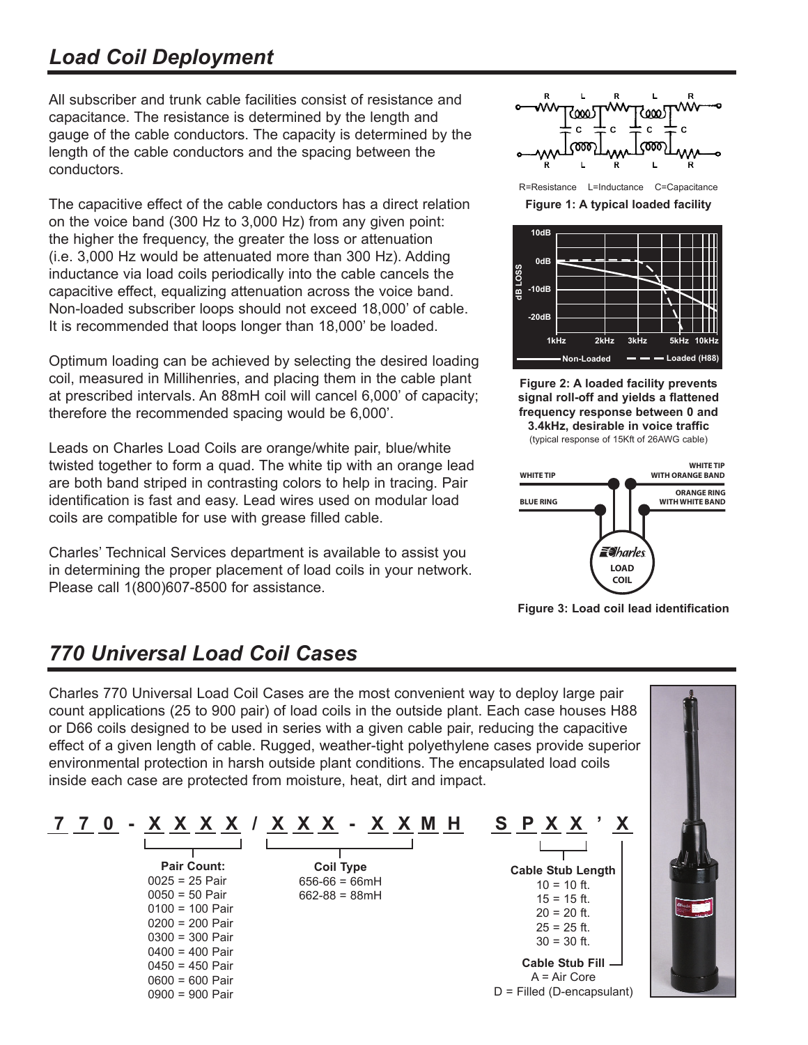## *Load Coil Deployment*

All subscriber and trunk cable facilities consist of resistance and capacitance. The resistance is determined by the length and gauge of the cable conductors. The capacity is determined by the length of the cable conductors and the spacing between the conductors.

The capacitive effect of the cable conductors has a direct relation on the voice band (300 Hz to 3,000 Hz) from any given point: the higher the frequency, the greater the loss or attenuation (i.e. 3,000 Hz would be attenuated more than 300 Hz). Adding inductance via load coils periodically into the cable cancels the capacitive effect, equalizing attenuation across the voice band. Non-loaded subscriber loops should not exceed 18,000' of cable. It is recommended that loops longer than 18,000' be loaded.

Optimum loading can be achieved by selecting the desired loading coil, measured in Millihenries, and placing them in the cable plant at prescribed intervals. An 88mH coil will cancel 6,000' of capacity; therefore the recommended spacing would be 6,000'.

Leads on Charles Load Coils are orange/white pair, blue/white twisted together to form a quad. The white tip with an orange lead are both band striped in contrasting colors to help in tracing. Pair identification is fast and easy. Lead wires used on modular load coils are compatible for use with grease filled cable.

Charles' Technical Services department is available to assist you in determining the proper placement of load coils in your network. Please call 1(800)607-8500 for assistance.

R=Resistance L=Inductance C=Capacitance

**Figure 1: A typical loaded facility**

**Figure 2: A loaded facility prevents signal roll-off and yields a flattened frequency response between 0 and 3.4kHz, desirable in voice traffic**
(typical response of 15Kft of 26AWG cable)

**Figure 3: Load coil lead identification**

## *770 Universal Load Coil Cases*

Charles 770 Universal Load Coil Cases are the most convenient way to deploy large pair count applications (25 to 900 pair) of load coils in the outside plant. Each case houses H88 or D66 coils designed to be used in series with a given cable pair, reducing the capacitive effect of a given length of cable. Rugged, weather-tight polyethylene cases provide superior environmental protection in harsh outside plant conditions. The encapsulated load coils inside each case are protected from moisture, heat, dirt and impact.

**770 - XXXX / XXX - XXMH SPXX ' X**

**Pair Count:**
- 0025 = 25 Pair
- 0050 = 50 Pair
- 0100 = 100 Pair
- 0200 = 200 Pair
- 0300 = 300 Pair
- 0400 = 400 Pair
- 0450 = 450 Pair
- 0600 = 600 Pair
- 0900 = 900 Pair

**Coil Type**
- 656-66 = 66mH
- 662-88 = 88mH

**Cable Stub Length**
- 10 = 10 ft.
- 15 = 15 ft.
- 20 = 20 ft.
- 25 = 25 ft.
- 30 = 30 ft.

**Cable Stub Fill**
- A = Air Core
- D = Filled (D-encapsulant)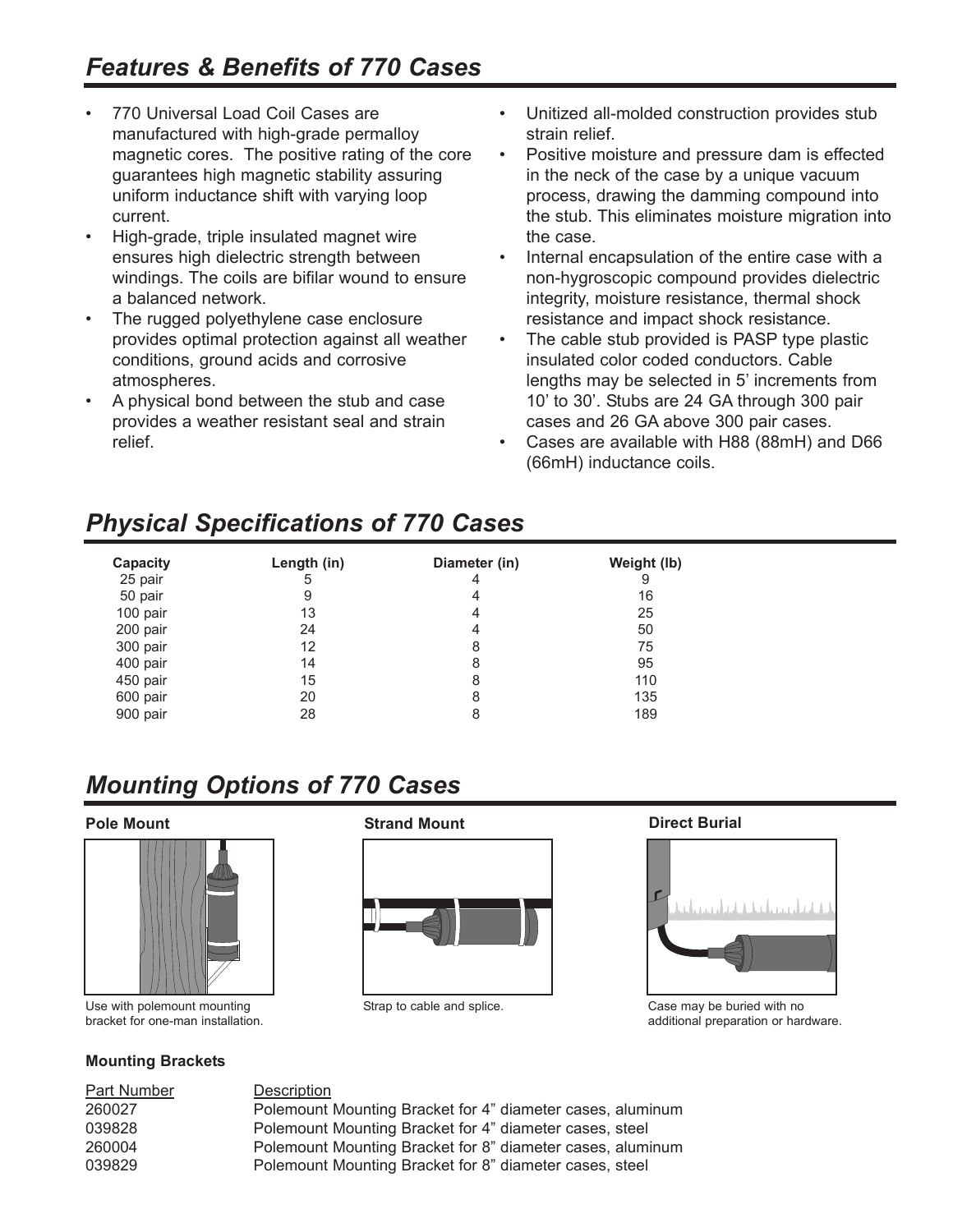# *Features & Benefits of 770 Cases*

- 770 Universal Load Coil Cases are manufactured with high-grade permalloy magnetic cores. The positive rating of the core guarantees high magnetic stability assuring uniform inductance shift with varying loop current.
- High-grade, triple insulated magnet wire ensures high dielectric strength between windings. The coils are bifilar wound to ensure a balanced network.
- The rugged polyethylene case enclosure provides optimal protection against all weather conditions, ground acids and corrosive atmospheres.
- A physical bond between the stub and case provides a weather resistant seal and strain relief.
- Unitized all-molded construction provides stub strain relief.
- Positive moisture and pressure dam is effected in the neck of the case by a unique vacuum process, drawing the damming compound into the stub. This eliminates moisture migration into the case.
- Internal encapsulation of the entire case with a non-hygroscopic compound provides dielectric integrity, moisture resistance, thermal shock resistance and impact shock resistance.
- The cable stub provided is PASP type plastic insulated color coded conductors. Cable lengths may be selected in 5' increments from 10' to 30'. Stubs are 24 GA through 300 pair cases and 26 GA above 300 pair cases.
- Cases are available with H88 (88mH) and D66 (66mH) inductance coils.

# *Physical Specifications of 770 Cases*

| Capacity | Length (in) | Diameter (in) | Weight (lb) |
|---|---|---|---|
| 25 pair | 5 | 4 | 9 |
| 50 pair | 9 | 4 | 16 |
| 100 pair | 13 | 4 | 25 |
| 200 pair | 24 | 4 | 50 |
| 300 pair | 12 | 8 | 75 |
| 400 pair | 14 | 8 | 95 |
| 450 pair | 15 | 8 | 110 |
| 600 pair | 20 | 8 | 135 |
| 900 pair | 28 | 8 | 189 |

# *Mounting Options of 770 Cases*

**Pole Mount**

Use with polemount mounting bracket for one-man installation.

**Strand Mount**

Strap to cable and splice.

**Direct Burial**

Case may be buried with no additional preparation or hardware.

**Mounting Brackets**

| Part Number | Description |
|---|---|
| 260027 | Polemount Mounting Bracket for 4" diameter cases, aluminum |
| 039828 | Polemount Mounting Bracket for 4" diameter cases, steel |
| 260004 | Polemount Mounting Bracket for 8" diameter cases, aluminum |
| 039829 | Polemount Mounting Bracket for 8" diameter cases, steel |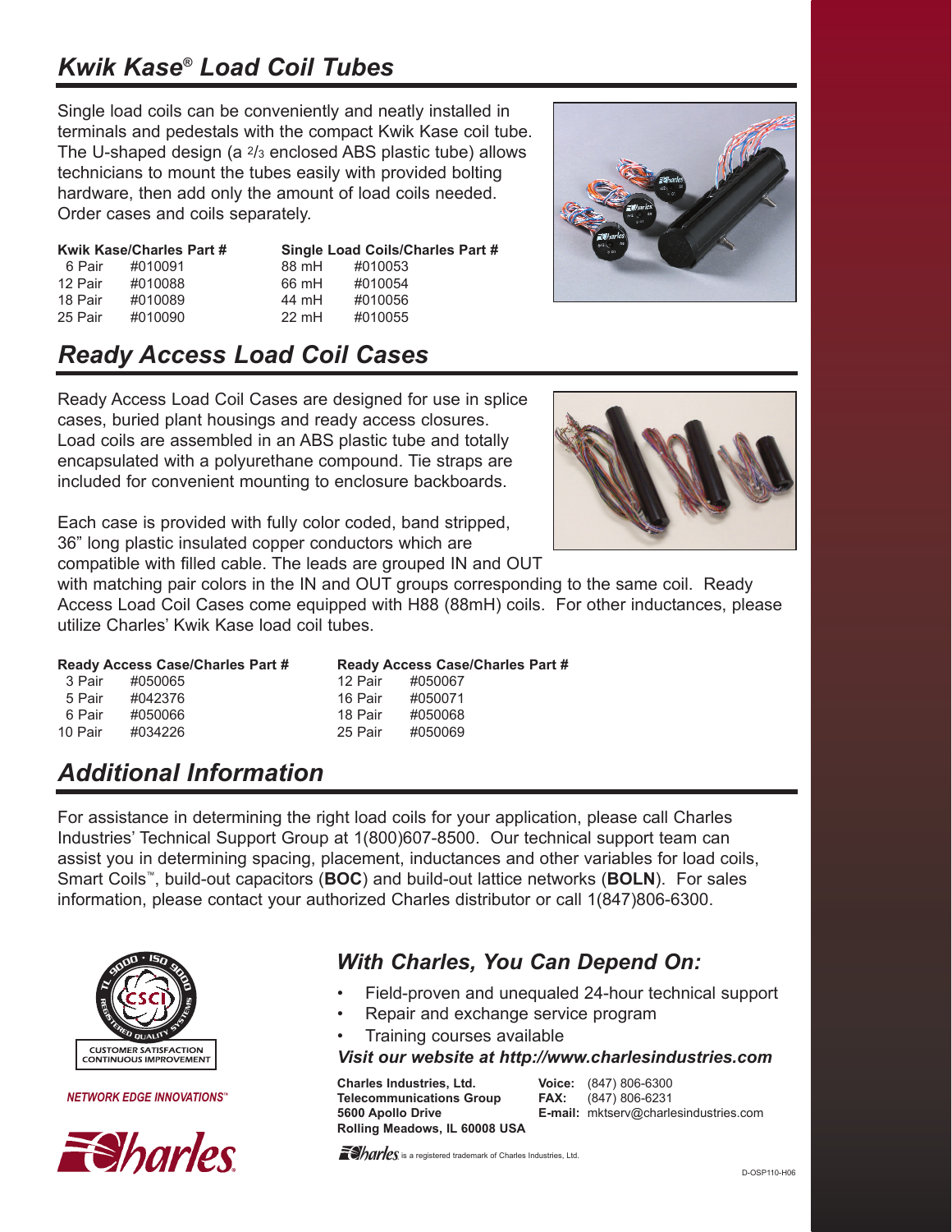## *Kwik Kase® Load Coil Tubes*

Single load coils can be conveniently and neatly installed in terminals and pedestals with the compact Kwik Kase coil tube. The U-shaped design (a 2/3 enclosed ABS plastic tube) allows technicians to mount the tubes easily with provided bolting hardware, then add only the amount of load coils needed. Order cases and coils separately.

| Kwik Kase/Charles Part # | | Single Load Coils/Charles Part # | |
|---|---|---|---|
| 6 Pair | #010091 | 88 mH | #010053 |
| 12 Pair | #010088 | 66 mH | #010054 |
| 18 Pair | #010089 | 44 mH | #010056 |
| 25 Pair | #010090 | 22 mH | #010055 |

## *Ready Access Load Coil Cases*

Ready Access Load Coil Cases are designed for use in splice cases, buried plant housings and ready access closures. Load coils are assembled in an ABS plastic tube and totally encapsulated with a polyurethane compound. Tie straps are included for convenient mounting to enclosure backboards.

Each case is provided with fully color coded, band stripped, 36" long plastic insulated copper conductors which are compatible with filled cable. The leads are grouped IN and OUT with matching pair colors in the IN and OUT groups corresponding to the same coil. Ready Access Load Coil Cases come equipped with H88 (88mH) coils. For other inductances, please utilize Charles' Kwik Kase load coil tubes.

| Ready Access Case/Charles Part # | | Ready Access Case/Charles Part # | |
|---|---|---|---|
| 3 Pair | #050065 | 12 Pair | #050067 |
| 5 Pair | #042376 | 16 Pair | #050071 |
| 6 Pair | #050066 | 18 Pair | #050068 |
| 10 Pair | #034226 | 25 Pair | #050069 |

## *Additional Information*

For assistance in determining the right load coils for your application, please call Charles Industries' Technical Support Group at 1(800)607-8500. Our technical support team can assist you in determining spacing, placement, inductances and other variables for load coils, Smart Coils™, build-out capacitors (**BOC**) and build-out lattice networks (**BOLN**). For sales information, please contact your authorized Charles distributor or call 1(847)806-6300.

TL 9000 · ISO 9000 CSCI REGISTERED QUALITY SYSTEMS
CUSTOMER SATISFACTION CONTINUOUS IMPROVEMENT

*NETWORK EDGE INNOVATIONS™*

Charles

### *With Charles, You Can Depend On:*

- Field-proven and unequaled 24-hour technical support
- Repair and exchange service program
- Training courses available

***Visit our website at http://www.charlesindustries.com***

**Charles Industries, Ltd.**
**Telecommunications Group**
**5600 Apollo Drive**
**Rolling Meadows, IL 60008 USA**

**Voice:** (847) 806-6300
**FAX:** (847) 806-6231
**E-mail:** mktserv@charlesindustries.com

Charles is a registered trademark of Charles Industries, Ltd.

D-OSP110-H06